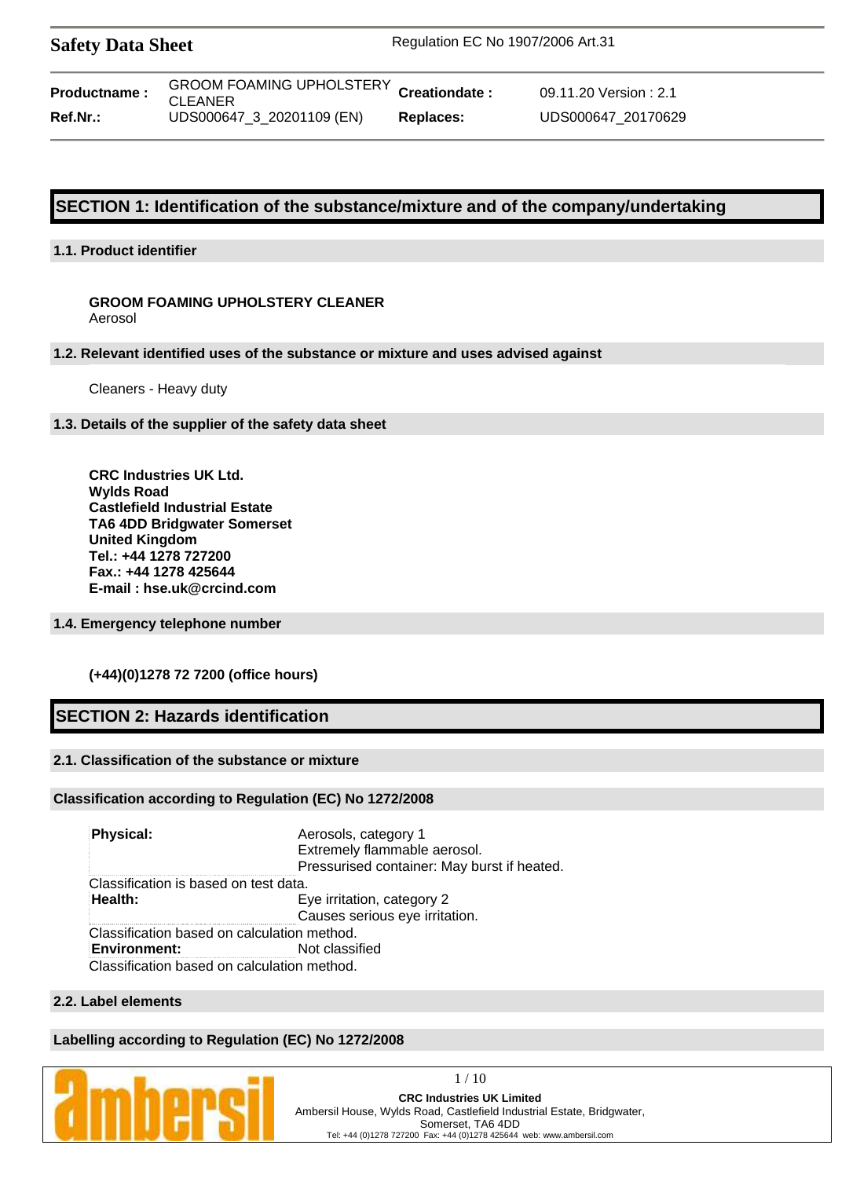| Productname : | GROOM FOAMING UPHOLSTERY CLEANER | Creationdate : | 09.11.20 Version : 2.1 |
|---|---|---|---|
| Ref.Nr.: | UDS000647_3_20201109 (EN) | Replaces: | UDS000647_20170629 |

## SECTION 1: Identification of the substance/mixture and of the company/undertaking

### 1.1. Product identifier

**GROOM FOAMING UPHOLSTERY CLEANER**
Aerosol

### 1.2. Relevant identified uses of the substance or mixture and uses advised against

Cleaners - Heavy duty

### 1.3. Details of the supplier of the safety data sheet

**CRC Industries UK Ltd.**
**Wylds Road**
**Castlefield Industrial Estate**
**TA6 4DD Bridgwater Somerset**
**United Kingdom**
**Tel.: +44 1278 727200**
**Fax.: +44 1278 425644**
**E-mail : hse.uk@crcind.com**

### 1.4. Emergency telephone number

**(+44)(0)1278 72 7200 (office hours)**

## SECTION 2: Hazards identification

### 2.1. Classification of the substance or mixture

#### Classification according to Regulation (EC) No 1272/2008

| | |
|---|---|
| **Physical:** | Aerosols, category 1<br>Extremely flammable aerosol.<br>Pressurised container: May burst if heated. |
| Classification is based on test data. | |
| **Health:** | Eye irritation, category 2<br>Causes serious eye irritation. |
| Classification based on calculation method. | |
| **Environment:** | Not classified |
| Classification based on calculation method. | |

### 2.2. Label elements

#### Labelling according to Regulation (EC) No 1272/2008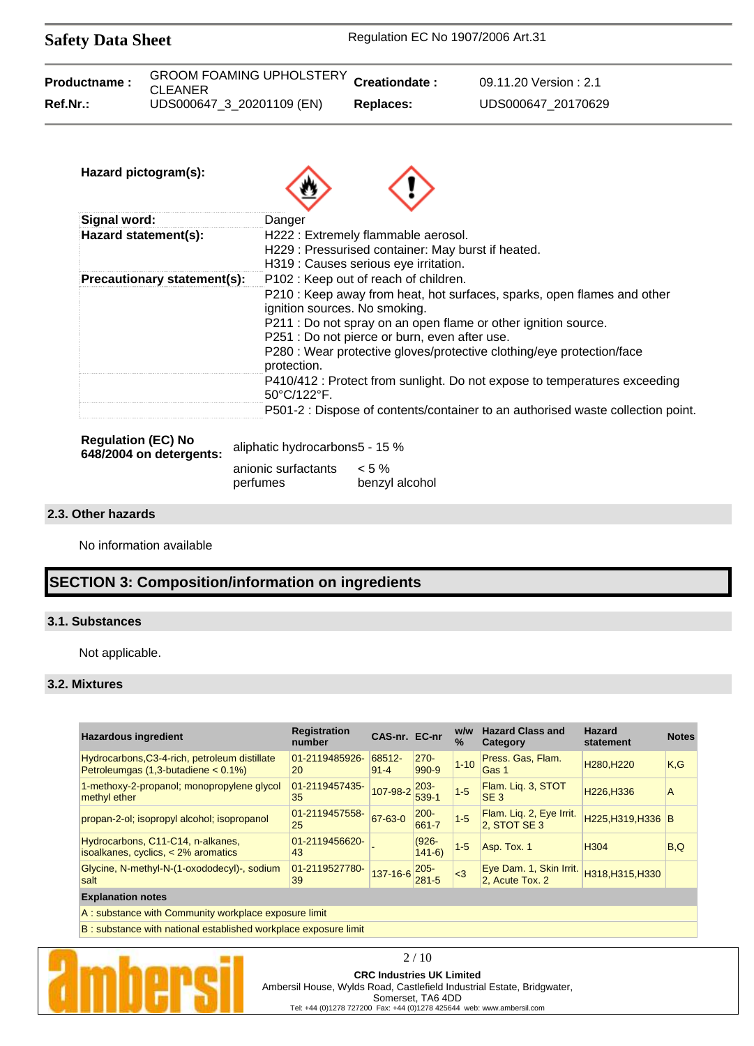**Hazard pictogram(s):**

| | |
|---|---|
| **Signal word:** | Danger |
| **Hazard statement(s):** | H222 : Extremely flammable aerosol.<br>H229 : Pressurised container: May burst if heated.<br>H319 : Causes serious eye irritation. |
| **Precautionary statement(s):** | P102 : Keep out of reach of children. |
| | P210 : Keep away from heat, hot surfaces, sparks, open flames and other ignition sources. No smoking.<br>P211 : Do not spray on an open flame or other ignition source.<br>P251 : Do not pierce or burn, even after use.<br>P280 : Wear protective gloves/protective clothing/eye protection/face protection. |
| | P410/412 : Protect from sunlight. Do not expose to temperatures exceeding 50°C/122°F. |
| | P501-2 : Dispose of contents/container to an authorised waste collection point. |

**Regulation (EC) No 648/2004 on detergents:**

| | |
|---|---|
| aliphatic hydrocarbons | 5 - 15 % |
| anionic surfactants | < 5 % |
| perfumes | benzyl alcohol |

## 2.3. Other hazards

No information available

# SECTION 3: Composition/information on ingredients

## 3.1. Substances

Not applicable.

## 3.2. Mixtures

| Hazardous ingredient | Registration number | CAS-nr. | EC-nr | w/w % | Hazard Class and Category | Hazard statement | Notes |
|---|---|---|---|---|---|---|---|
| Hydrocarbons,C3-4-rich, petroleum distillate Petroleumgas (1,3-butadiene < 0.1%) | 01-2119485926-20 | 68512-91-4 | 270-990-9 | 1-10 | Press. Gas, Flam. Gas 1 | H280,H220 | K,G |
| 1-methoxy-2-propanol; monopropylene glycol methyl ether | 01-2119457435-35 | 107-98-2 | 203-539-1 | 1-5 | Flam. Liq. 3, STOT SE 3 | H226,H336 | A |
| propan-2-ol; isopropyl alcohol; isopropanol | 01-2119457558-25 | 67-63-0 | 200-661-7 | 1-5 | Flam. Liq. 2, Eye Irrit. 2, STOT SE 3 | H225,H319,H336 | B |
| Hydrocarbons, C11-C14, n-alkanes, isoalkanes, cyclics, < 2% aromatics | 01-2119456620-43 | - | (926-141-6) | 1-5 | Asp. Tox. 1 | H304 | B,Q |
| Glycine, N-methyl-N-(1-oxododecyl)-, sodium salt | 01-2119527780-39 | 137-16-6 | 205-281-5 | <3 | Eye Dam. 1, Skin Irrit. 2, Acute Tox. 2 | H318,H315,H330 | |

**Explanation notes**

A : substance with Community workplace exposure limit

B : substance with national established workplace exposure limit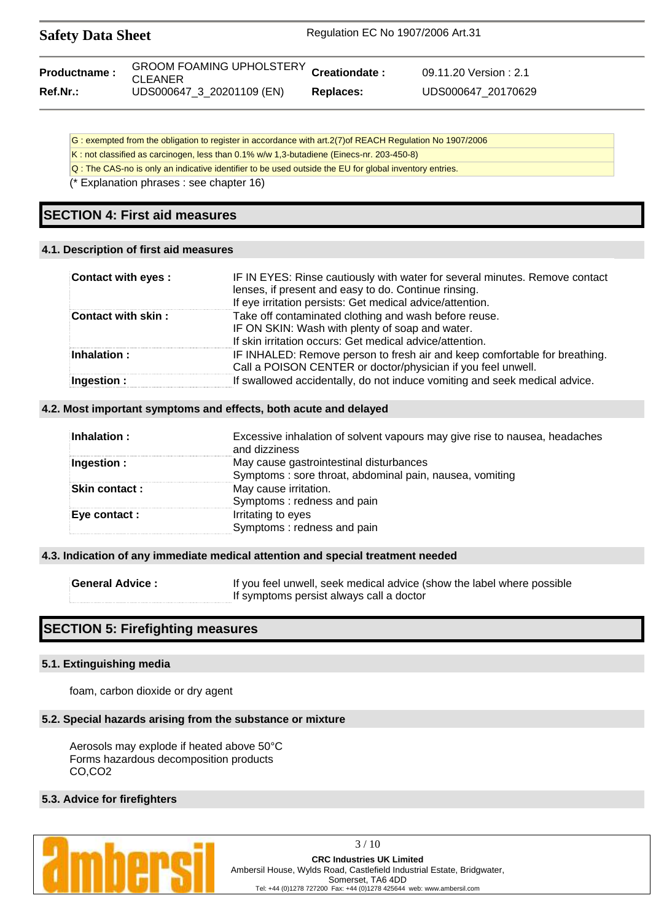G : exempted from the obligation to register in accordance with art.2(7)of REACH Regulation No 1907/2006

K : not classified as carcinogen, less than 0.1% w/w 1,3-butadiene (Einecs-nr. 203-450-8)

Q : The CAS-no is only an indicative identifier to be used outside the EU for global inventory entries.

(* Explanation phrases : see chapter 16)

# SECTION 4: First aid measures

## 4.1. Description of first aid measures

| | |
|---|---|
| **Contact with eyes :** | IF IN EYES: Rinse cautiously with water for several minutes. Remove contact lenses, if present and easy to do. Continue rinsing. If eye irritation persists: Get medical advice/attention. |
| **Contact with skin :** | Take off contaminated clothing and wash before reuse. IF ON SKIN: Wash with plenty of soap and water. If skin irritation occurs: Get medical advice/attention. |
| **Inhalation :** | IF INHALED: Remove person to fresh air and keep comfortable for breathing. Call a POISON CENTER or doctor/physician if you feel unwell. |
| **Ingestion :** | If swallowed accidentally, do not induce vomiting and seek medical advice. |

## 4.2. Most important symptoms and effects, both acute and delayed

| | |
|---|---|
| **Inhalation :** | Excessive inhalation of solvent vapours may give rise to nausea, headaches and dizziness |
| **Ingestion :** | May cause gastrointestinal disturbances<br>Symptoms : sore throat, abdominal pain, nausea, vomiting |
| **Skin contact :** | May cause irritation.<br>Symptoms : redness and pain |
| **Eye contact :** | Irritating to eyes<br>Symptoms : redness and pain |

## 4.3. Indication of any immediate medical attention and special treatment needed

| | |
|---|---|
| **General Advice :** | If you feel unwell, seek medical advice (show the label where possible<br>If symptoms persist always call a doctor |

# SECTION 5: Firefighting measures

## 5.1. Extinguishing media

foam, carbon dioxide or dry agent

## 5.2. Special hazards arising from the substance or mixture

Aerosols may explode if heated above 50°C
Forms hazardous decomposition products
CO,$CO_2$

## 5.3. Advice for firefighters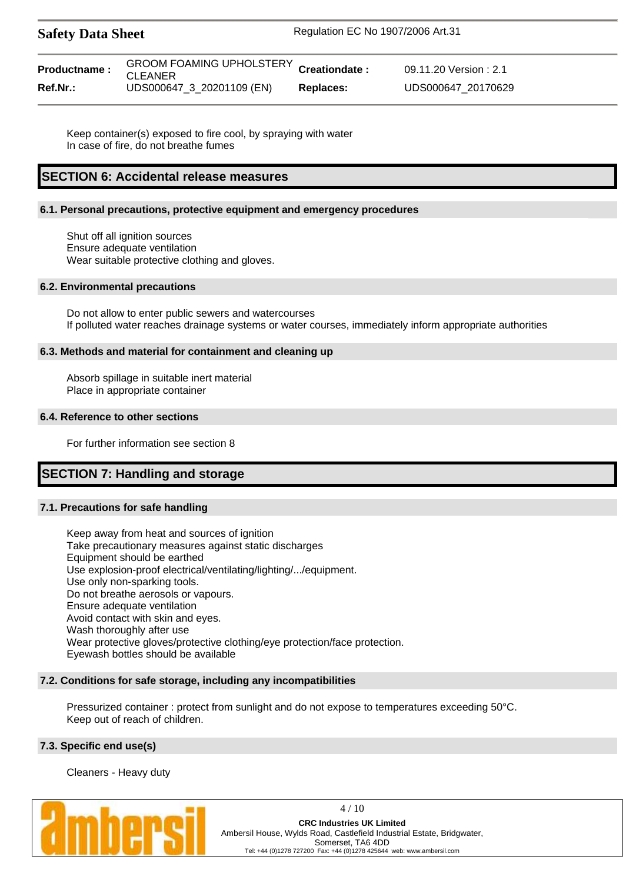Keep container(s) exposed to fire cool, by spraying with water
In case of fire, do not breathe fumes

## SECTION 6: Accidental release measures

### 6.1. Personal precautions, protective equipment and emergency procedures

Shut off all ignition sources
Ensure adequate ventilation
Wear suitable protective clothing and gloves.

### 6.2. Environmental precautions

Do not allow to enter public sewers and watercourses
If polluted water reaches drainage systems or water courses, immediately inform appropriate authorities

### 6.3. Methods and material for containment and cleaning up

Absorb spillage in suitable inert material
Place in appropriate container

### 6.4. Reference to other sections

For further information see section 8

## SECTION 7: Handling and storage

### 7.1. Precautions for safe handling

Keep away from heat and sources of ignition
Take precautionary measures against static discharges
Equipment should be earthed
Use explosion-proof electrical/ventilating/lighting/.../equipment.
Use only non-sparking tools.
Do not breathe aerosols or vapours.
Ensure adequate ventilation
Avoid contact with skin and eyes.
Wash thoroughly after use
Wear protective gloves/protective clothing/eye protection/face protection.
Eyewash bottles should be available

### 7.2. Conditions for safe storage, including any incompatibilities

Pressurized container : protect from sunlight and do not expose to temperatures exceeding 50°C.
Keep out of reach of children.

### 7.3. Specific end use(s)

Cleaners - Heavy duty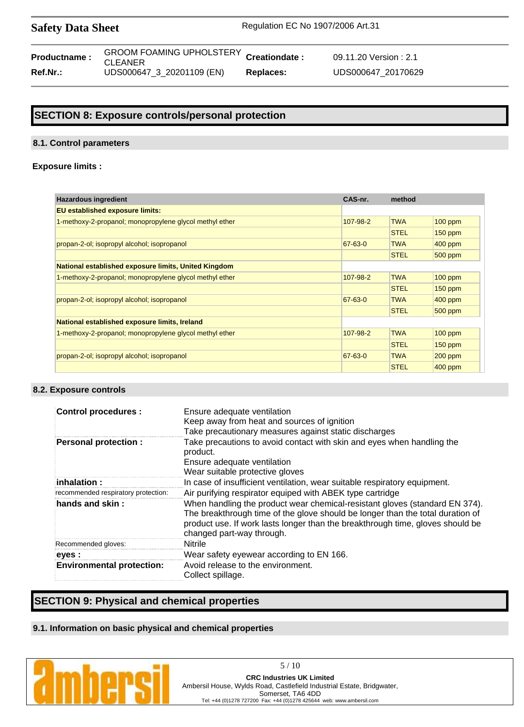## SECTION 8: Exposure controls/personal protection

### 8.1. Control parameters

**Exposure limits :**

| Hazardous ingredient | CAS-nr. | method | |
|---|---|---|---|
| **EU established exposure limits:** | | | |
| 1-methoxy-2-propanol; monopropylene glycol methyl ether | 107-98-2 | TWA | 100 ppm |
| | | STEL | 150 ppm |
| propan-2-ol; isopropyl alcohol; isopropanol | 67-63-0 | TWA | 400 ppm |
| | | STEL | 500 ppm |
| **National established exposure limits, United Kingdom** | | | |
| 1-methoxy-2-propanol; monopropylene glycol methyl ether | 107-98-2 | TWA | 100 ppm |
| | | STEL | 150 ppm |
| propan-2-ol; isopropyl alcohol; isopropanol | 67-63-0 | TWA | 400 ppm |
| | | STEL | 500 ppm |
| **National established exposure limits, Ireland** | | | |
| 1-methoxy-2-propanol; monopropylene glycol methyl ether | 107-98-2 | TWA | 100 ppm |
| | | STEL | 150 ppm |
| propan-2-ol; isopropyl alcohol; isopropanol | 67-63-0 | TWA | 200 ppm |
| | | STEL | 400 ppm |

### 8.2. Exposure controls

| | |
|---|---|
| **Control procedures :** | Ensure adequate ventilation<br>Keep away from heat and sources of ignition<br>Take precautionary measures against static discharges |
| **Personal protection :** | Take precautions to avoid contact with skin and eyes when handling the product.<br>Ensure adequate ventilation<br>Wear suitable protective gloves |
| **inhalation :** | In case of insufficient ventilation, wear suitable respiratory equipment. |
| recommended respiratory protection: | Air purifying respirator equiped with ABEK type cartridge |
| **hands and skin :** | When handling the product wear chemical-resistant gloves (standard EN 374). The breakthrough time of the glove should be longer than the total duration of product use. If work lasts longer than the breakthrough time, gloves should be changed part-way through. |
| Recommended gloves: | Nitrile |
| **eyes :** | Wear safety eyewear according to EN 166. |
| **Environmental protection:** | Avoid release to the environment.<br>Collect spillage. |

## SECTION 9: Physical and chemical properties

### 9.1. Information on basic physical and chemical properties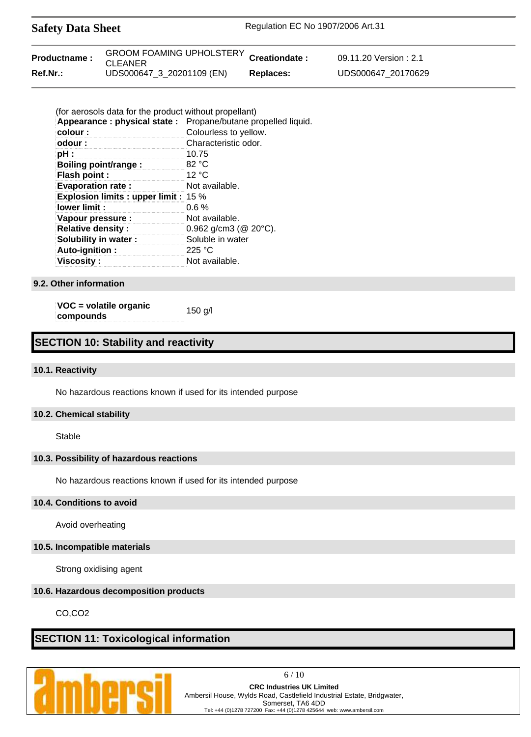(for aerosols data for the product without propellant)

| | |
|---|---|
| **Appearance : physical state :** | Propane/butane propelled liquid. |
| **colour :** | Colourless to yellow. |
| **odour :** | Characteristic odor. |
| **pH :** | 10.75 |
| **Boiling point/range :** | 82 °C |
| **Flash point :** | 12 °C |
| **Evaporation rate :** | Not available. |
| **Explosion limits : upper limit :** | 15 % |
| **lower limit :** | 0.6 % |
| **Vapour pressure :** | Not available. |
| **Relative density :** | 0.962 g/cm3 (@ 20°C). |
| **Solubility in water :** | Soluble in water |
| **Auto-ignition :** | 225 °C |
| **Viscosity :** | Not available. |

### 9.2. Other information

| | |
|---|---|
| **VOC = volatile organic compounds** | 150 g/l |

## SECTION 10: Stability and reactivity

### 10.1. Reactivity

No hazardous reactions known if used for its intended purpose

### 10.2. Chemical stability

Stable

### 10.3. Possibility of hazardous reactions

No hazardous reactions known if used for its intended purpose

### 10.4. Conditions to avoid

Avoid overheating

### 10.5. Incompatible materials

Strong oxidising agent

### 10.6. Hazardous decomposition products

CO,$CO_2$

## SECTION 11: Toxicological information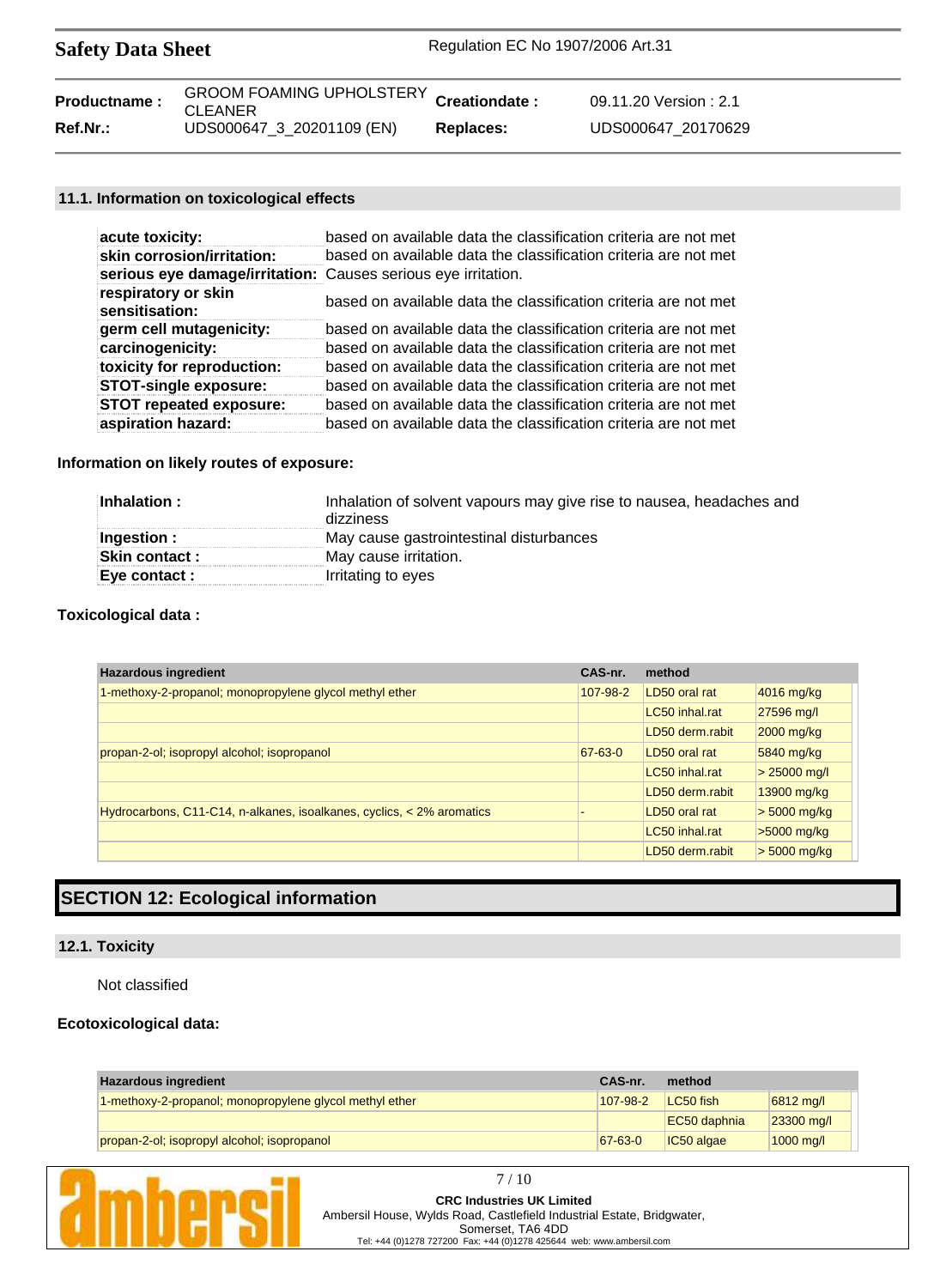### 11.1. Information on toxicological effects

| | |
|---|---|
| **acute toxicity:** | based on available data the classification criteria are not met |
| **skin corrosion/irritation:** | based on available data the classification criteria are not met |
| **serious eye damage/irritation:** | Causes serious eye irritation. |
| **respiratory or skin sensitisation:** | based on available data the classification criteria are not met |
| **germ cell mutagenicity:** | based on available data the classification criteria are not met |
| **carcinogenicity:** | based on available data the classification criteria are not met |
| **toxicity for reproduction:** | based on available data the classification criteria are not met |
| **STOT-single exposure:** | based on available data the classification criteria are not met |
| **STOT repeated exposure:** | based on available data the classification criteria are not met |
| **aspiration hazard:** | based on available data the classification criteria are not met |

**Information on likely routes of exposure:**

| | |
|---|---|
| **Inhalation :** | Inhalation of solvent vapours may give rise to nausea, headaches and dizziness |
| **Ingestion :** | May cause gastrointestinal disturbances |
| **Skin contact :** | May cause irritation. |
| **Eye contact :** | Irritating to eyes |

**Toxicological data :**

| Hazardous ingredient | CAS-nr. | method | |
|---|---|---|---|
| 1-methoxy-2-propanol; monopropylene glycol methyl ether | 107-98-2 | LD50 oral rat | 4016 mg/kg |
| | | LC50 inhal.rat | 27596 mg/l |
| | | LD50 derm.rabit | 2000 mg/kg |
| propan-2-ol; isopropyl alcohol; isopropanol | 67-63-0 | LD50 oral rat | 5840 mg/kg |
| | | LC50 inhal.rat | > 25000 mg/l |
| | | LD50 derm.rabit | 13900 mg/kg |
| Hydrocarbons, C11-C14, n-alkanes, isoalkanes, cyclics, < 2% aromatics | - | LD50 oral rat | > 5000 mg/kg |
| | | LC50 inhal.rat | >5000 mg/kg |
| | | LD50 derm.rabit | > 5000 mg/kg |

## SECTION 12: Ecological information

### 12.1. Toxicity

Not classified

**Ecotoxicological data:**

| Hazardous ingredient | CAS-nr. | method | |
|---|---|---|---|
| 1-methoxy-2-propanol; monopropylene glycol methyl ether | 107-98-2 | LC50 fish | 6812 mg/l |
| | | EC50 daphnia | 23300 mg/l |
| propan-2-ol; isopropyl alcohol; isopropanol | 67-63-0 | IC50 algae | 1000 mg/l |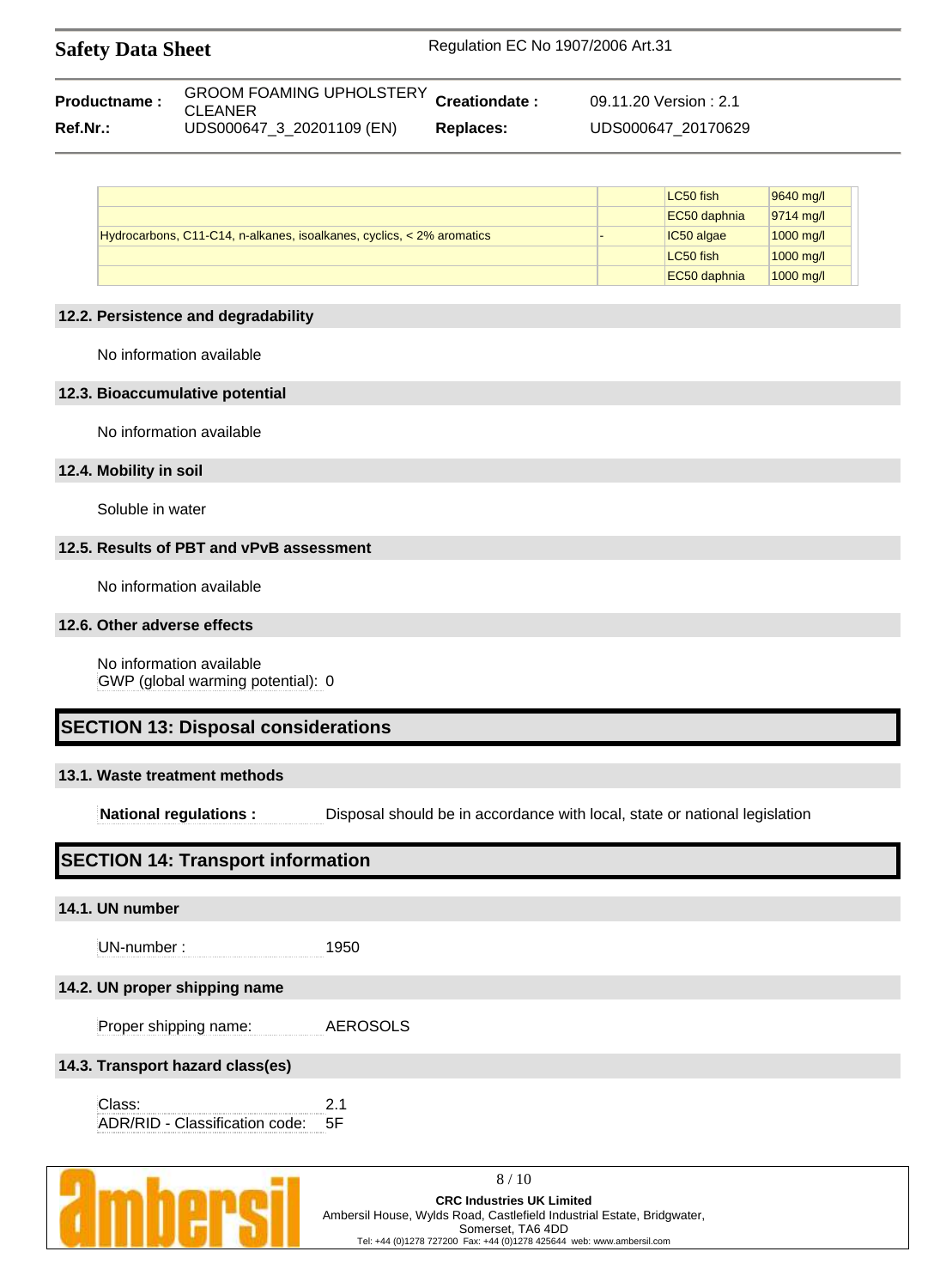| | | | |
|---|---|---|---|
| | | LC50 fish | 9640 mg/l |
| | | EC50 daphnia | 9714 mg/l |
| Hydrocarbons, C11-C14, n-alkanes, isoalkanes, cyclics, < 2% aromatics | - | IC50 algae | 1000 mg/l |
| | | LC50 fish | 1000 mg/l |
| | | EC50 daphnia | 1000 mg/l |

### 12.2. Persistence and degradability

No information available

### 12.3. Bioaccumulative potential

No information available

### 12.4. Mobility in soil

Soluble in water

### 12.5. Results of PBT and vPvB assessment

No information available

### 12.6. Other adverse effects

No information available
GWP (global warming potential): 0

## SECTION 13: Disposal considerations

### 13.1. Waste treatment methods

**National regulations :** Disposal should be in accordance with local, state or national legislation

## SECTION 14: Transport information

### 14.1. UN number

UN-number : 1950

### 14.2. UN proper shipping name

Proper shipping name: AEROSOLS

### 14.3. Transport hazard class(es)

Class: 2.1
ADR/RID - Classification code: 5F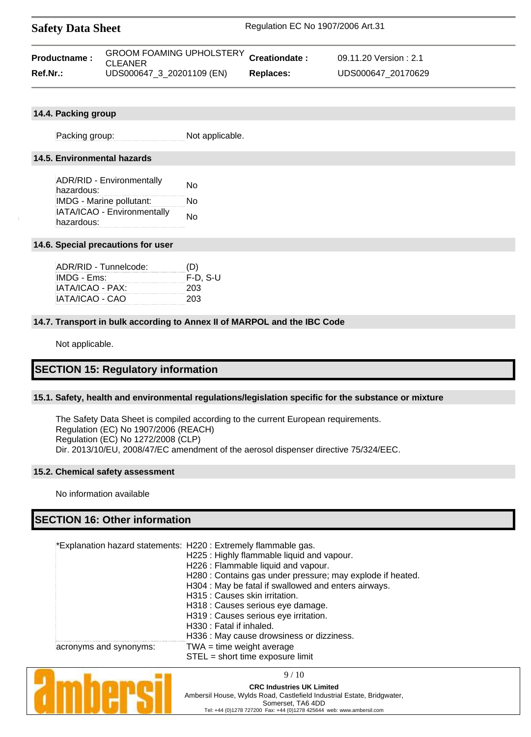### 14.4. Packing group

| | |
|---|---|
| Packing group: | Not applicable. |

### 14.5. Environmental hazards

| | |
|---|---|
| ADR/RID - Environmentally hazardous: | No |
| IMDG - Marine pollutant: | No |
| IATA/ICAO - Environmentally hazardous: | No |

### 14.6. Special precautions for user

| | |
|---|---|
| ADR/RID - Tunnelcode: | (D) |
| IMDG - Ems: | F-D, S-U |
| IATA/ICAO - PAX: | 203 |
| IATA/ICAO - CAO | 203 |

### 14.7. Transport in bulk according to Annex II of MARPOL and the IBC Code

Not applicable.

## SECTION 15: Regulatory information

### 15.1. Safety, health and environmental regulations/legislation specific for the substance or mixture

The Safety Data Sheet is compiled according to the current European requirements.
Regulation (EC) No 1907/2006 (REACH)
Regulation (EC) No 1272/2008 (CLP)
Dir. 2013/10/EU, 2008/47/EC amendment of the aerosol dispenser directive 75/324/EEC.

### 15.2. Chemical safety assessment

No information available

## SECTION 16: Other information

| | |
|---|---|
| *Explanation hazard statements: | H220 : Extremely flammable gas.<br>H225 : Highly flammable liquid and vapour.<br>H226 : Flammable liquid and vapour.<br>H280 : Contains gas under pressure; may explode if heated.<br>H304 : May be fatal if swallowed and enters airways.<br>H315 : Causes skin irritation.<br>H318 : Causes serious eye damage.<br>H319 : Causes serious eye irritation.<br>H330 : Fatal if inhaled.<br>H336 : May cause drowsiness or dizziness. |
| acronyms and synonyms: | TWA = time weight average<br>STEL = short time exposure limit |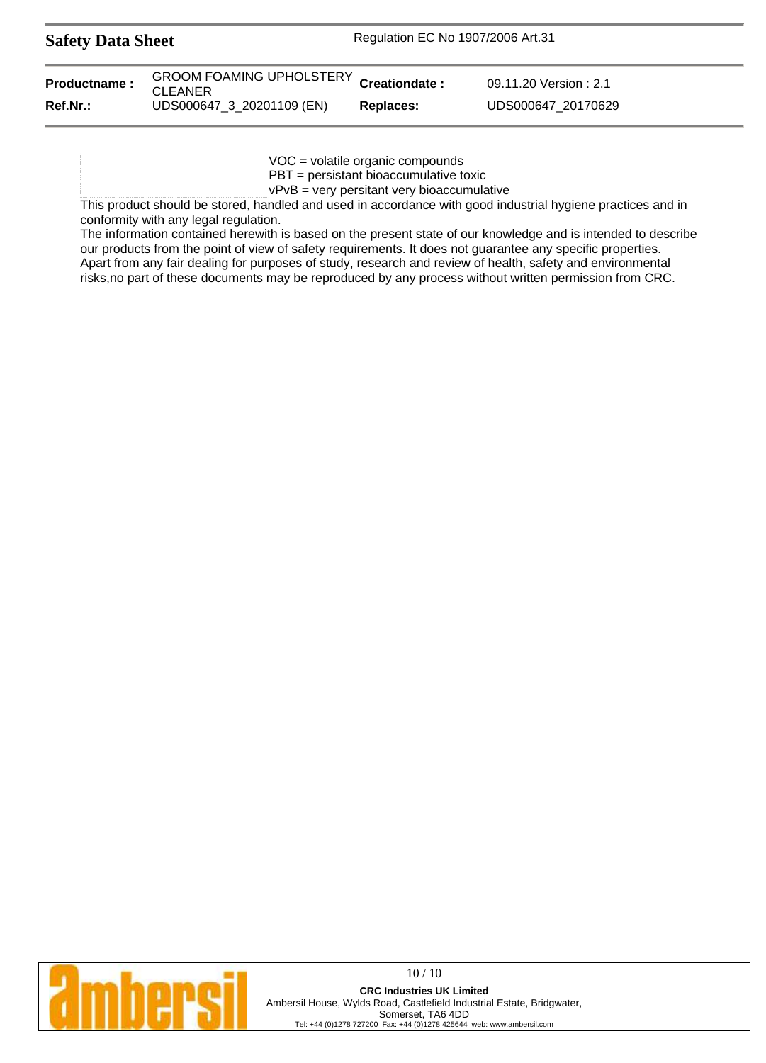VOC = volatile organic compounds
PBT = persistant bioaccumulative toxic
vPvB = very persitant very bioaccumulative

This product should be stored, handled and used in accordance with good industrial hygiene practices and in conformity with any legal regulation.

The information contained herewith is based on the present state of our knowledge and is intended to describe our products from the point of view of safety requirements. It does not guarantee any specific properties.

Apart from any fair dealing for purposes of study, research and review of health, safety and environmental risks,no part of these documents may be reproduced by any process without written permission from CRC.